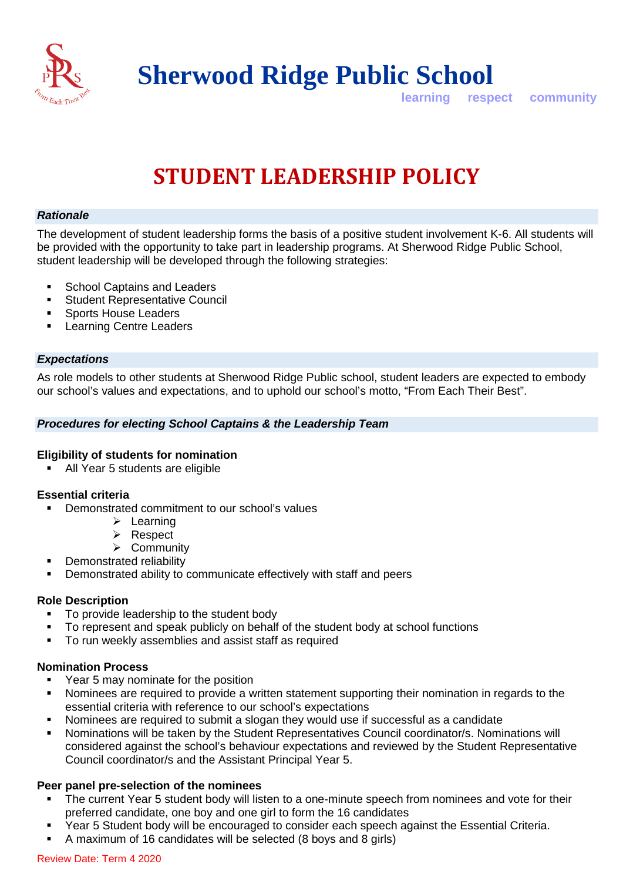# Sherwood Ridge Public School

learning respect community

# STUDENT LEADERSHIP POLICY

### *Rationale*

The development of student leadership forms the basis of a positive student involvement K-6. All students will be provided with the opportunity to take part in leadership programs. At Sherwood Ridge Public School, student leadership will be developed through the following strategies:

- School Captains and Leaders
- Student Representative Council
- Sports House Leaders
- Learning Centre Leaders

### *Expectations*

As role models to other students at Sherwood Ridge Public school, student leaders are expected to embody our school's values and expectations, and to uphold our school's motto, "From Each Their Best".

### *Procedures for electing School Captains & the Leadership Team*

**Eligibility of students for nomination**

- All Year 5 students are eligible

**Essential criteria**

- Demonstrated commitment to our school's values
  - Learning
  - Respect
  - Community
- Demonstrated reliability
- Demonstrated ability to communicate effectively with staff and peers

**Role Description**

- To provide leadership to the student body
- To represent and speak publicly on behalf of the student body at school functions
- To run weekly assemblies and assist staff as required

**Nomination Process**

- Year 5 may nominate for the position
- Nominees are required to provide a written statement supporting their nomination in regards to the essential criteria with reference to our school's expectations
- Nominees are required to submit a slogan they would use if successful as a candidate
- Nominations will be taken by the Student Representatives Council coordinator/s. Nominations will considered against the school's behaviour expectations and reviewed by the Student Representative Council coordinator/s and the Assistant Principal Year 5.

**Peer panel pre-selection of the nominees**

- The current Year 5 student body will listen to a one-minute speech from nominees and vote for their preferred candidate, one boy and one girl to form the 16 candidates
- Year 5 Student body will be encouraged to consider each speech against the Essential Criteria.
- A maximum of 16 candidates will be selected (8 boys and 8 girls)

Review Date: Term 4 2020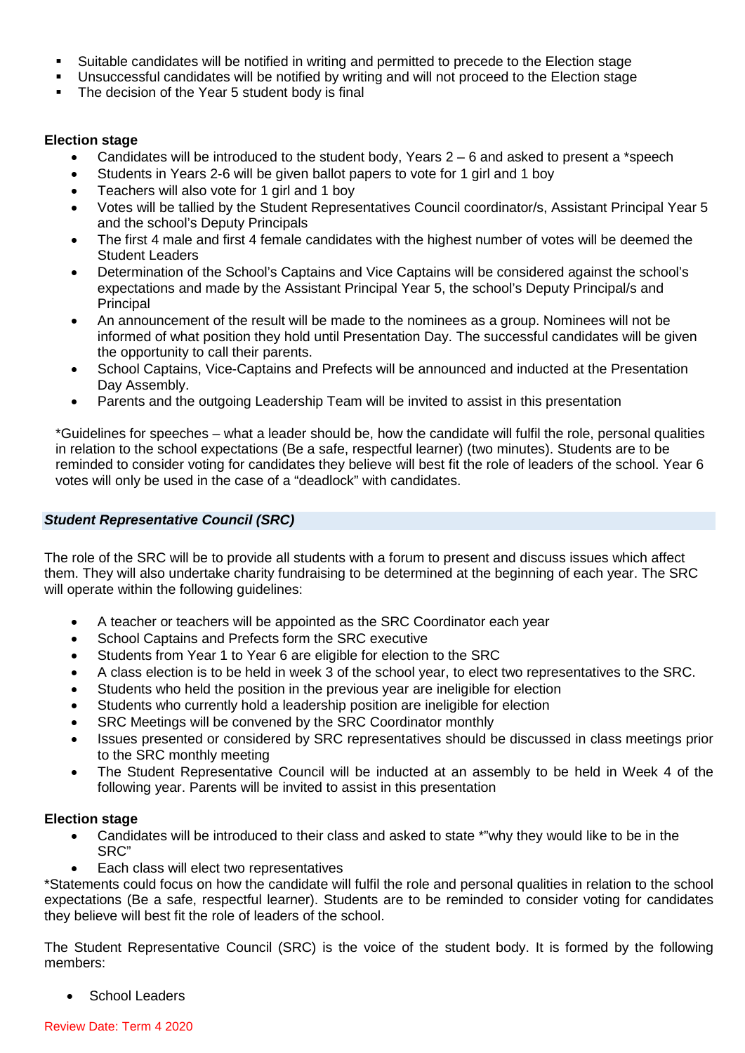- Suitable candidates will be notified in writing and permitted to precede to the Election stage
- Unsuccessful candidates will be notified by writing and will not proceed to the Election stage
- The decision of the Year 5 student body is final

**Election stage**

- Candidates will be introduced to the student body, Years 2 – 6 and asked to present a *speech
- Students in Years 2-6 will be given ballot papers to vote for 1 girl and 1 boy
- Teachers will also vote for 1 girl and 1 boy
- Votes will be tallied by the Student Representatives Council coordinator/s, Assistant Principal Year 5 and the school's Deputy Principals
- The first 4 male and first 4 female candidates with the highest number of votes will be deemed the Student Leaders
- Determination of the School's Captains and Vice Captains will be considered against the school's expectations and made by the Assistant Principal Year 5, the school's Deputy Principal/s and Principal
- An announcement of the result will be made to the nominees as a group. Nominees will not be informed of what position they hold until Presentation Day. The successful candidates will be given the opportunity to call their parents.
- School Captains, Vice-Captains and Prefects will be announced and inducted at the Presentation Day Assembly.
- Parents and the outgoing Leadership Team will be invited to assist in this presentation

*Guidelines for speeches – what a leader should be, how the candidate will fulfil the role, personal qualities in relation to the school expectations (Be a safe, respectful learner) (two minutes). Students are to be reminded to consider voting for candidates they believe will best fit the role of leaders of the school. Year 6 votes will only be used in the case of a "deadlock" with candidates.

### ***Student Representative Council (SRC)***

The role of the SRC will be to provide all students with a forum to present and discuss issues which affect them. They will also undertake charity fundraising to be determined at the beginning of each year. The SRC will operate within the following guidelines:

- A teacher or teachers will be appointed as the SRC Coordinator each year
- School Captains and Prefects form the SRC executive
- Students from Year 1 to Year 6 are eligible for election to the SRC
- A class election is to be held in week 3 of the school year, to elect two representatives to the SRC.
- Students who held the position in the previous year are ineligible for election
- Students who currently hold a leadership position are ineligible for election
- SRC Meetings will be convened by the SRC Coordinator monthly
- Issues presented or considered by SRC representatives should be discussed in class meetings prior to the SRC monthly meeting
- The Student Representative Council will be inducted at an assembly to be held in Week 4 of the following year. Parents will be invited to assist in this presentation

**Election stage**

- Candidates will be introduced to their class and asked to state *"why they would like to be in the SRC"
- Each class will elect two representatives

*Statements could focus on how the candidate will fulfil the role and personal qualities in relation to the school expectations (Be a safe, respectful learner). Students are to be reminded to consider voting for candidates they believe will best fit the role of leaders of the school.

The Student Representative Council (SRC) is the voice of the student body. It is formed by the following members:

- School Leaders

Review Date: Term 4 2020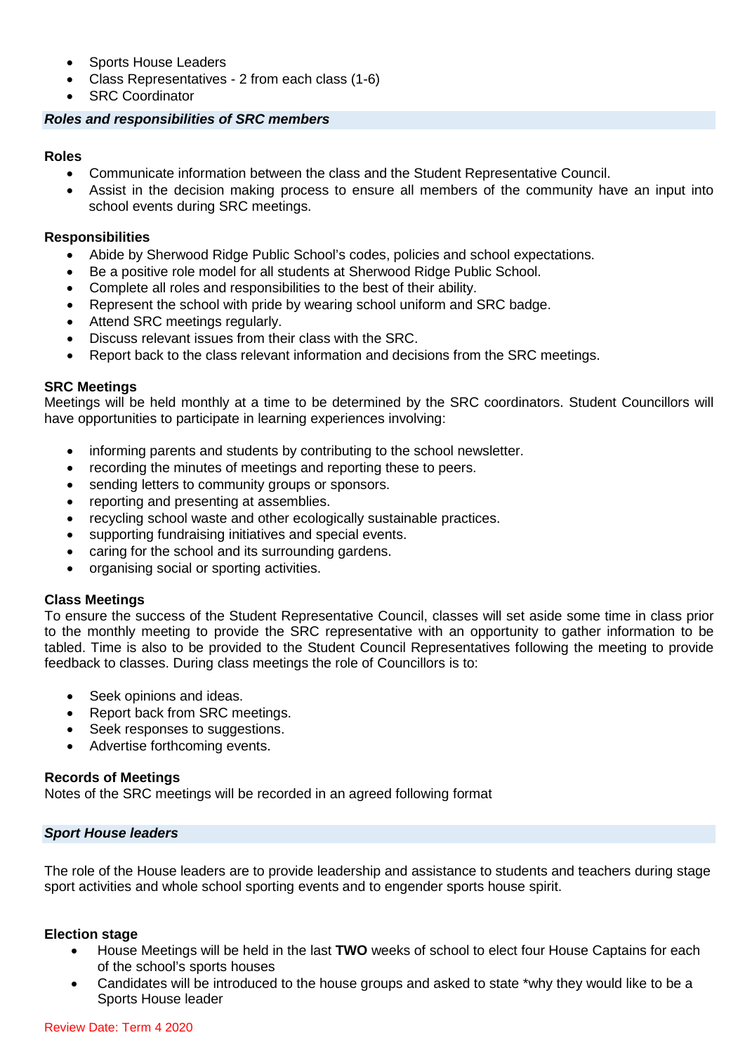- Sports House Leaders
- Class Representatives - 2 from each class (1-6)
- SRC Coordinator

### *Roles and responsibilities of SRC members*

**Roles**

- Communicate information between the class and the Student Representative Council.
- Assist in the decision making process to ensure all members of the community have an input into school events during SRC meetings.

**Responsibilities**

- Abide by Sherwood Ridge Public School's codes, policies and school expectations.
- Be a positive role model for all students at Sherwood Ridge Public School.
- Complete all roles and responsibilities to the best of their ability.
- Represent the school with pride by wearing school uniform and SRC badge.
- Attend SRC meetings regularly.
- Discuss relevant issues from their class with the SRC.
- Report back to the class relevant information and decisions from the SRC meetings.

**SRC Meetings**

Meetings will be held monthly at a time to be determined by the SRC coordinators. Student Councillors will have opportunities to participate in learning experiences involving:

- informing parents and students by contributing to the school newsletter.
- recording the minutes of meetings and reporting these to peers.
- sending letters to community groups or sponsors.
- reporting and presenting at assemblies.
- recycling school waste and other ecologically sustainable practices.
- supporting fundraising initiatives and special events.
- caring for the school and its surrounding gardens.
- organising social or sporting activities.

**Class Meetings**

To ensure the success of the Student Representative Council, classes will set aside some time in class prior to the monthly meeting to provide the SRC representative with an opportunity to gather information to be tabled. Time is also to be provided to the Student Council Representatives following the meeting to provide feedback to classes. During class meetings the role of Councillors is to:

- Seek opinions and ideas.
- Report back from SRC meetings.
- Seek responses to suggestions.
- Advertise forthcoming events.

**Records of Meetings**

Notes of the SRC meetings will be recorded in an agreed following format

### *Sport House leaders*

The role of the House leaders are to provide leadership and assistance to students and teachers during stage sport activities and whole school sporting events and to engender sports house spirit.

**Election stage**

- House Meetings will be held in the last **TWO** weeks of school to elect four House Captains for each of the school's sports houses
- Candidates will be introduced to the house groups and asked to state *why they would like to be a Sports House leader

Review Date: Term 4 2020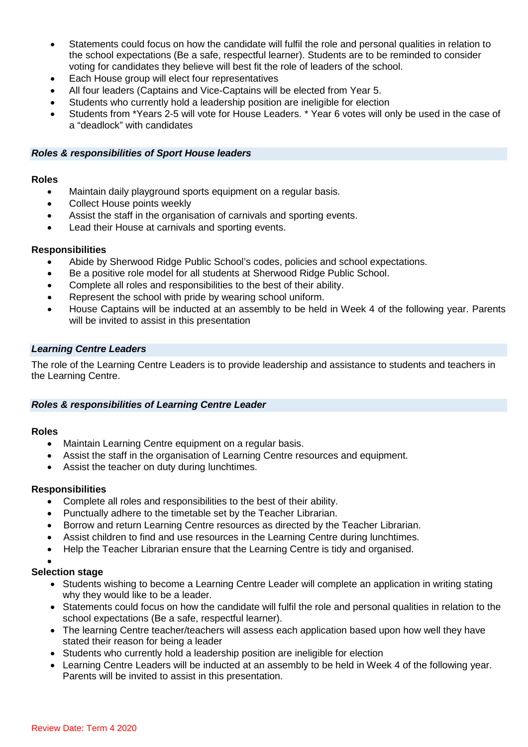- Statements could focus on how the candidate will fulfil the role and personal qualities in relation to the school expectations (Be a safe, respectful learner). Students are to be reminded to consider voting for candidates they believe will best fit the role of leaders of the school.
- Each House group will elect four representatives
- All four leaders (Captains and Vice-Captains will be elected from Year 5.
- Students who currently hold a leadership position are ineligible for election
- Students from *Years 2-5 will vote for House Leaders. * Year 6 votes will only be used in the case of a "deadlock" with candidates

### *Roles & responsibilities of Sport House leaders*

**Roles**

- Maintain daily playground sports equipment on a regular basis.
- Collect House points weekly
- Assist the staff in the organisation of carnivals and sporting events.
- Lead their House at carnivals and sporting events.

**Responsibilities**

- Abide by Sherwood Ridge Public School's codes, policies and school expectations.
- Be a positive role model for all students at Sherwood Ridge Public School.
- Complete all roles and responsibilities to the best of their ability.
- Represent the school with pride by wearing school uniform.
- House Captains will be inducted at an assembly to be held in Week 4 of the following year. Parents will be invited to assist in this presentation

### *Learning Centre Leaders*

The role of the Learning Centre Leaders is to provide leadership and assistance to students and teachers in the Learning Centre.

### *Roles & responsibilities of Learning Centre Leader*

**Roles**

- Maintain Learning Centre equipment on a regular basis.
- Assist the staff in the organisation of Learning Centre resources and equipment.
- Assist the teacher on duty during lunchtimes.

**Responsibilities**

- Complete all roles and responsibilities to the best of their ability.
- Punctually adhere to the timetable set by the Teacher Librarian.
- Borrow and return Learning Centre resources as directed by the Teacher Librarian.
- Assist children to find and use resources in the Learning Centre during lunchtimes.
- Help the Teacher Librarian ensure that the Learning Centre is tidy and organised.

**Selection stage**

- Students wishing to become a Learning Centre Leader will complete an application in writing stating why they would like to be a leader.
- Statements could focus on how the candidate will fulfil the role and personal qualities in relation to the school expectations (Be a safe, respectful learner).
- The learning Centre teacher/teachers will assess each application based upon how well they have stated their reason for being a leader
- Students who currently hold a leadership position are ineligible for election
- Learning Centre Leaders will be inducted at an assembly to be held in Week 4 of the following year. Parents will be invited to assist in this presentation.

Review Date: Term 4 2020